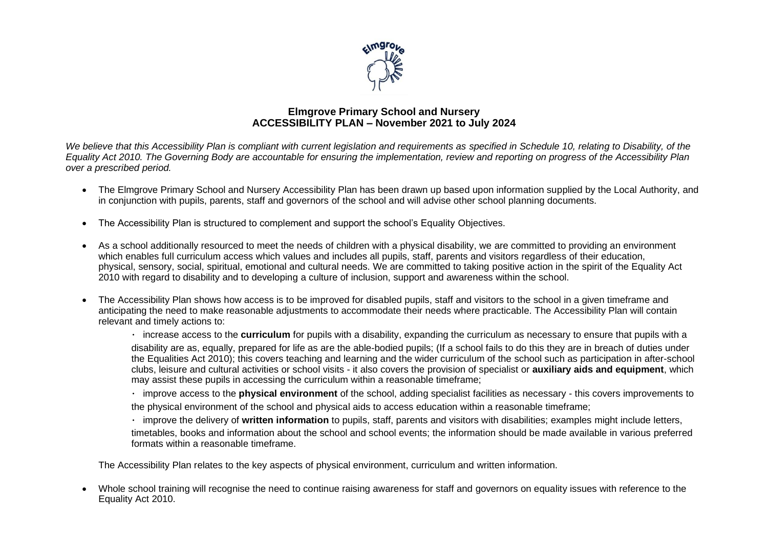# Elmgrove Primary School and Nursery
## ACCESSIBILITY PLAN – November 2021 to July 2024

*We believe that this Accessibility Plan is compliant with current legislation and requirements as specified in Schedule 10, relating to Disability, of the Equality Act 2010. The Governing Body are accountable for ensuring the implementation, review and reporting on progress of the Accessibility Plan over a prescribed period.*

- The Elmgrove Primary School and Nursery Accessibility Plan has been drawn up based upon information supplied by the Local Authority, and in conjunction with pupils, parents, staff and governors of the school and will advise other school planning documents.

- The Accessibility Plan is structured to complement and support the school's Equality Objectives.

- As a school additionally resourced to meet the needs of children with a physical disability, we are committed to providing an environment which enables full curriculum access which values and includes all pupils, staff, parents and visitors regardless of their education, physical, sensory, social, spiritual, emotional and cultural needs. We are committed to taking positive action in the spirit of the Equality Act 2010 with regard to disability and to developing a culture of inclusion, support and awareness within the school.

- The Accessibility Plan shows how access is to be improved for disabled pupils, staff and visitors to the school in a given timeframe and anticipating the need to make reasonable adjustments to accommodate their needs where practicable. The Accessibility Plan will contain relevant and timely actions to:

  - increase access to the **curriculum** for pupils with a disability, expanding the curriculum as necessary to ensure that pupils with a disability are as, equally, prepared for life as are the able-bodied pupils; (If a school fails to do this they are in breach of duties under the Equalities Act 2010); this covers teaching and learning and the wider curriculum of the school such as participation in after-school clubs, leisure and cultural activities or school visits - it also covers the provision of specialist or **auxiliary aids and equipment**, which may assist these pupils in accessing the curriculum within a reasonable timeframe;
  - improve access to the **physical environment** of the school, adding specialist facilities as necessary - this covers improvements to the physical environment of the school and physical aids to access education within a reasonable timeframe;
  - improve the delivery of **written information** to pupils, staff, parents and visitors with disabilities; examples might include letters, timetables, books and information about the school and school events; the information should be made available in various preferred formats within a reasonable timeframe.

  The Accessibility Plan relates to the key aspects of physical environment, curriculum and written information.

- Whole school training will recognise the need to continue raising awareness for staff and governors on equality issues with reference to the Equality Act 2010.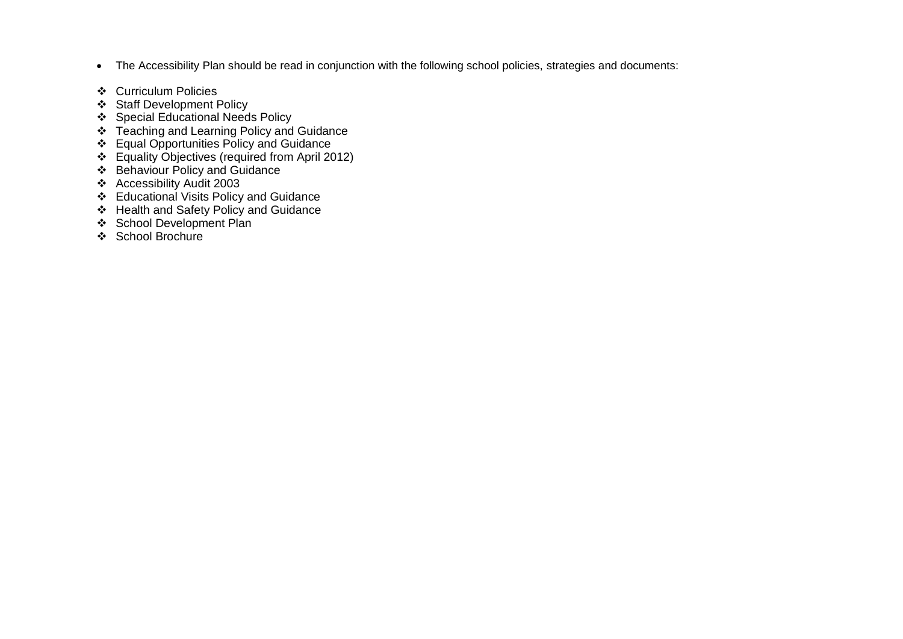- The Accessibility Plan should be read in conjunction with the following school policies, strategies and documents:

- Curriculum Policies
- Staff Development Policy
- Special Educational Needs Policy
- Teaching and Learning Policy and Guidance
- Equal Opportunities Policy and Guidance
- Equality Objectives (required from April 2012)
- Behaviour Policy and Guidance
- Accessibility Audit 2003
- Educational Visits Policy and Guidance
- Health and Safety Policy and Guidance
- School Development Plan
- School Brochure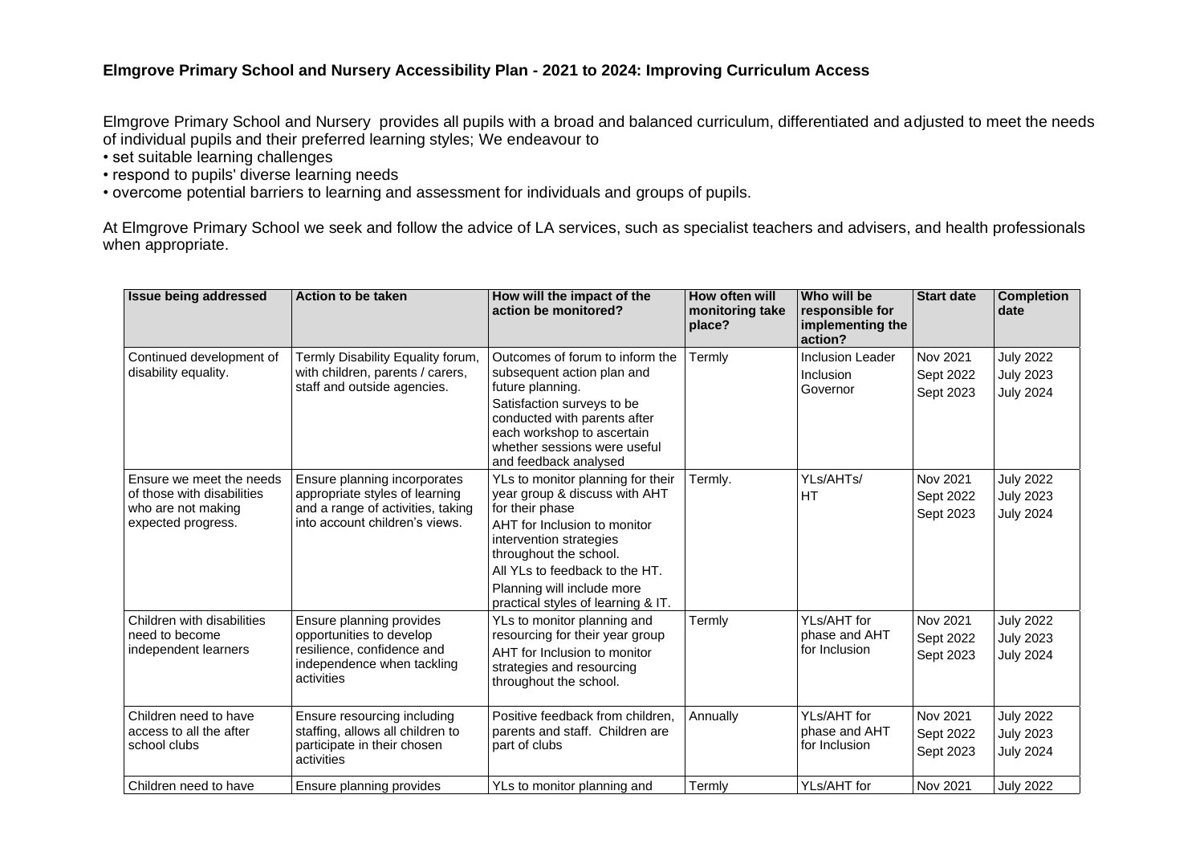**Elmgrove Primary School and Nursery Accessibility Plan - 2021 to 2024: Improving Curriculum Access**

Elmgrove Primary School and Nursery provides all pupils with a broad and balanced curriculum, differentiated and adjusted to meet the needs of individual pupils and their preferred learning styles; We endeavour to

- set suitable learning challenges
- respond to pupils' diverse learning needs
- overcome potential barriers to learning and assessment for individuals and groups of pupils.

At Elmgrove Primary School we seek and follow the advice of LA services, such as specialist teachers and advisers, and health professionals when appropriate.

| Issue being addressed | Action to be taken | How will the impact of the action be monitored? | How often will monitoring take place? | Who will be responsible for implementing the action? | Start date | Completion date |
|---|---|---|---|---|---|---|
| Continued development of disability equality. | Termly Disability Equality forum, with children, parents / carers, staff and outside agencies. | Outcomes of forum to inform the subsequent action plan and future planning.<br>Satisfaction surveys to be conducted with parents after each workshop to ascertain whether sessions were useful and feedback analysed | Termly | Inclusion Leader<br>Inclusion Governor | Nov 2021<br>Sept 2022<br>Sept 2023 | July 2022<br>July 2023<br>July 2024 |
| Ensure we meet the needs of those with disabilities who are not making expected progress. | Ensure planning incorporates appropriate styles of learning and a range of activities, taking into account children's views. | YLs to monitor planning for their year group & discuss with AHT for their phase<br>AHT for Inclusion to monitor intervention strategies throughout the school.<br>All YLs to feedback to the HT.<br>Planning will include more practical styles of learning & IT. | Termly. | YLs/AHTs/ HT | Nov 2021<br>Sept 2022<br>Sept 2023 | July 2022<br>July 2023<br>July 2024 |
| Children with disabilities need to become independent learners | Ensure planning provides opportunities to develop resilience, confidence and independence when tackling activities | YLs to monitor planning and resourcing for their year group<br>AHT for Inclusion to monitor strategies and resourcing throughout the school. | Termly | YLs/AHT for phase and AHT for Inclusion | Nov 2021<br>Sept 2022<br>Sept 2023 | July 2022<br>July 2023<br>July 2024 |
| Children need to have access to all the after school clubs | Ensure resourcing including staffing, allows all children to participate in their chosen activities | Positive feedback from children, parents and staff. Children are part of clubs | Annually | YLs/AHT for phase and AHT for Inclusion | Nov 2021<br>Sept 2022<br>Sept 2023 | July 2022<br>July 2023<br>July 2024 |
| Children need to have | Ensure planning provides | YLs to monitor planning and | Termly | YLs/AHT for | Nov 2021 | July 2022 |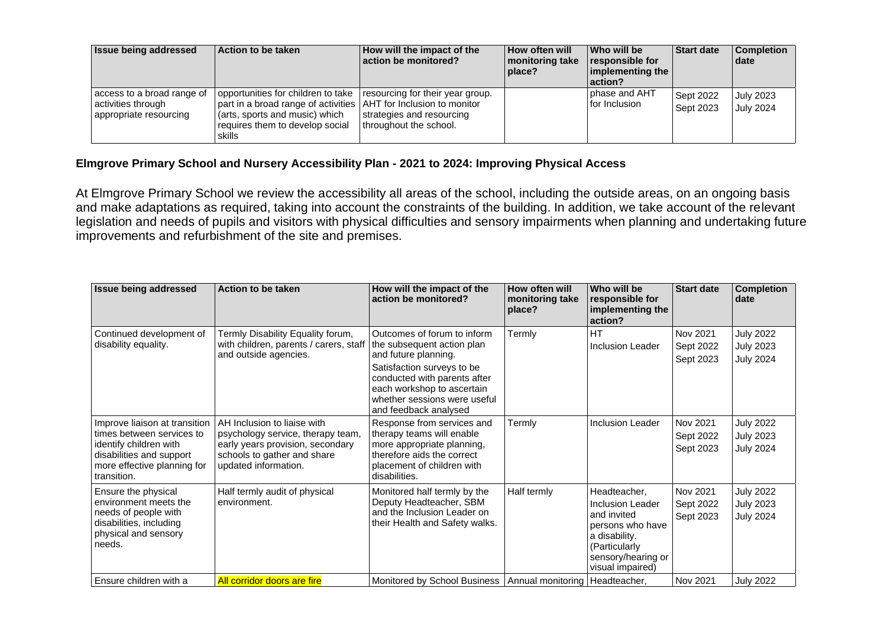| Issue being addressed | Action to be taken | How will the impact of the action be monitored? | How often will monitoring take place? | Who will be responsible for implementing the action? | Start date | Completion date |
|---|---|---|---|---|---|---|
| access to a broad range of activities through appropriate resourcing | opportunities for children to take part in a broad range of activities (arts, sports and music) which requires them to develop social skills | resourcing for their year group. AHT for Inclusion to monitor strategies and resourcing throughout the school. | | phase and AHT for Inclusion | Sept 2022<br>Sept 2023 | July 2023<br>July 2024 |

**Elmgrove Primary School and Nursery Accessibility Plan - 2021 to 2024: Improving Physical Access**

At Elmgrove Primary School we review the accessibility all areas of the school, including the outside areas, on an ongoing basis and make adaptations as required, taking into account the constraints of the building. In addition, we take account of the relevant legislation and needs of pupils and visitors with physical difficulties and sensory impairments when planning and undertaking future improvements and refurbishment of the site and premises.

| Issue being addressed | Action to be taken | How will the impact of the action be monitored? | How often will monitoring take place? | Who will be responsible for implementing the action? | Start date | Completion date |
|---|---|---|---|---|---|---|
| Continued development of disability equality. | Termly Disability Equality forum, with children, parents / carers, staff and outside agencies. | Outcomes of forum to inform the subsequent action plan and future planning.<br>Satisfaction surveys to be conducted with parents after each workshop to ascertain whether sessions were useful and feedback analysed | Termly | HT<br>Inclusion Leader | Nov 2021<br>Sept 2022<br>Sept 2023 | July 2022<br>July 2023<br>July 2024 |
| Improve liaison at transition times between services to identify children with disabilities and support more effective planning for transition. | AH Inclusion to liaise with psychology service, therapy team, early years provision, secondary schools to gather and share updated information. | Response from services and therapy teams will enable more appropriate planning, therefore aids the correct placement of children with disabilities. | Termly | Inclusion Leader | Nov 2021<br>Sept 2022<br>Sept 2023 | July 2022<br>July 2023<br>July 2024 |
| Ensure the physical environment meets the needs of people with disabilities, including physical and sensory needs. | Half termly audit of physical environment. | Monitored half termly by the Deputy Headteacher, SBM and the Inclusion Leader on their Health and Safety walks. | Half termly | Headteacher, Inclusion Leader and invited persons who have a disability. (Particularly sensory/hearing or visual impaired) | Nov 2021<br>Sept 2022<br>Sept 2023 | July 2022<br>July 2023<br>July 2024 |
| Ensure children with a | All corridor doors are fire | Monitored by School Business | Annual monitoring | Headteacher, | Nov 2021 | July 2022 |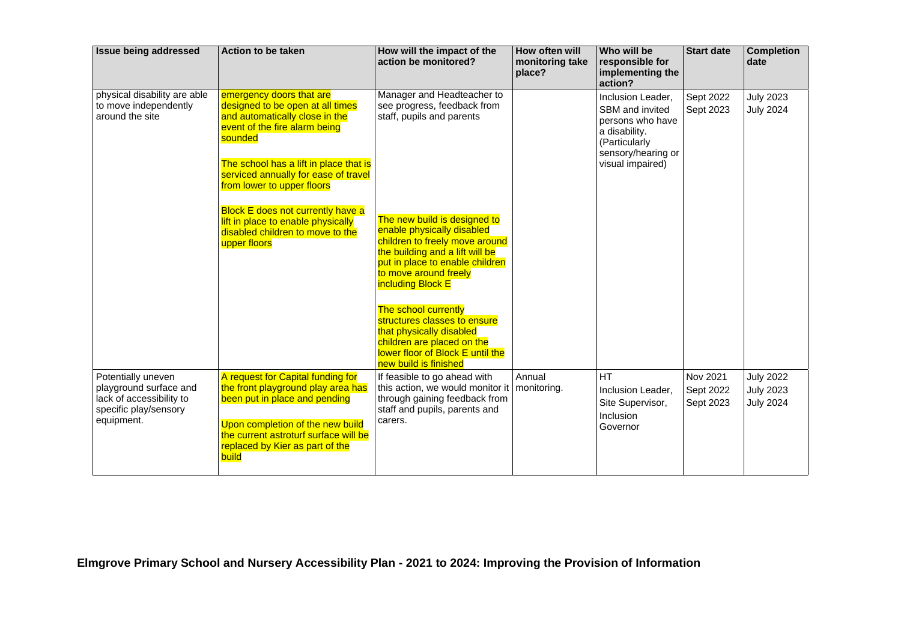| Issue being addressed | Action to be taken | How will the impact of the action be monitored? | How often will monitoring take place? | Who will be responsible for implementing the action? | Start date | Completion date |
|---|---|---|---|---|---|---|
| physical disability are able to move independently around the site | emergency doors that are designed to be open at all times and automatically close in the event of the fire alarm being sounded<br><br>The school has a lift in place that is serviced annually for ease of travel from lower to upper floors<br><br>Block E does not currently have a lift in place to enable physically disabled children to move to the upper floors | Manager and Headteacher to see progress, feedback from staff, pupils and parents<br><br>The new build is designed to enable physically disabled children to freely move around the building and a lift will be put in place to enable children to move around freely including Block E<br><br>The school currently structures classes to ensure that physically disabled children are placed on the lower floor of Block E until the new build is finished | | Inclusion Leader, SBM and invited persons who have a disability. (Particularly sensory/hearing or visual impaired) | Sept 2022<br>Sept 2023 | July 2023<br>July 2024 |
| Potentially uneven playground surface and lack of accessibility to specific play/sensory equipment. | A request for Capital funding for the front playground play area has been put in place and pending<br><br>Upon completion of the new build the current astroturf surface will be replaced by Kier as part of the build | If feasible to go ahead with this action, we would monitor it through gaining feedback from staff and pupils, parents and carers. | Annual monitoring. | HT<br>Inclusion Leader, Site Supervisor, Inclusion Governor | Nov 2021<br>Sept 2022<br>Sept 2023 | July 2022<br>July 2023<br>July 2024 |

## Elmgrove Primary School and Nursery Accessibility Plan - 2021 to 2024: Improving the Provision of Information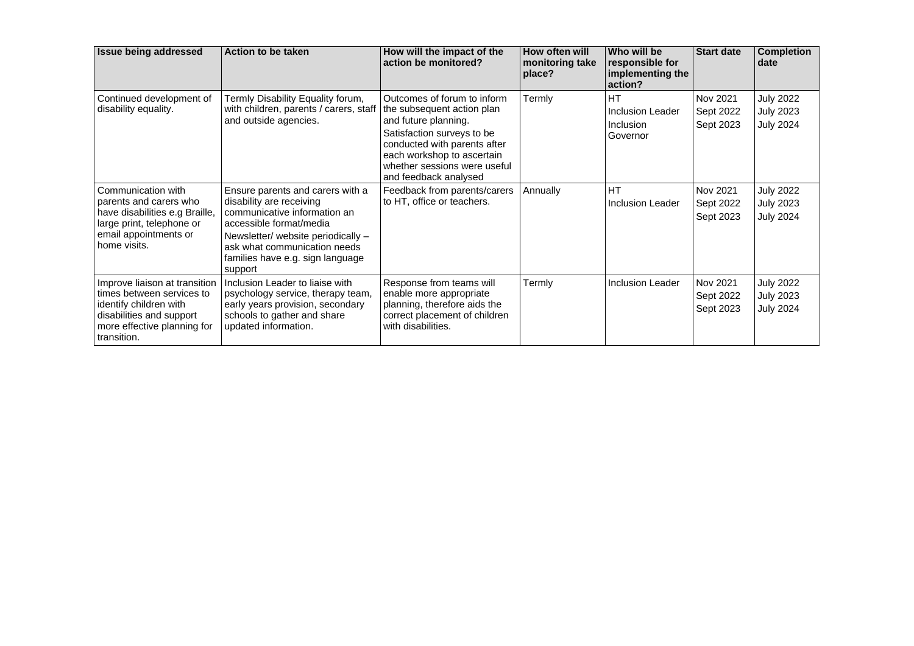| Issue being addressed | Action to be taken | How will the impact of the action be monitored? | How often will monitoring take place? | Who will be responsible for implementing the action? | Start date | Completion date |
|---|---|---|---|---|---|---|
| Continued development of disability equality. | Termly Disability Equality forum, with children, parents / carers, staff and outside agencies. | Outcomes of forum to inform the subsequent action plan and future planning.<br>Satisfaction surveys to be conducted with parents after each workshop to ascertain whether sessions were useful and feedback analysed | Termly | HT<br>Inclusion Leader<br>Inclusion Governor | Nov 2021<br>Sept 2022<br>Sept 2023 | July 2022<br>July 2023<br>July 2024 |
| Communication with parents and carers who have disabilities e.g Braille, large print, telephone or email appointments or home visits. | Ensure parents and carers with a disability are receiving communicative information an accessible format/media<br>Newsletter/ website periodically – ask what communication needs families have e.g. sign language support | Feedback from parents/carers to HT, office or teachers. | Annually | HT<br>Inclusion Leader | Nov 2021<br>Sept 2022<br>Sept 2023 | July 2022<br>July 2023<br>July 2024 |
| Improve liaison at transition times between services to identify children with disabilities and support more effective planning for transition. | Inclusion Leader to liaise with psychology service, therapy team, early years provision, secondary schools to gather and share updated information. | Response from teams will enable more appropriate planning, therefore aids the correct placement of children with disabilities. | Termly | Inclusion Leader | Nov 2021<br>Sept 2022<br>Sept 2023 | July 2022<br>July 2023<br>July 2024 |